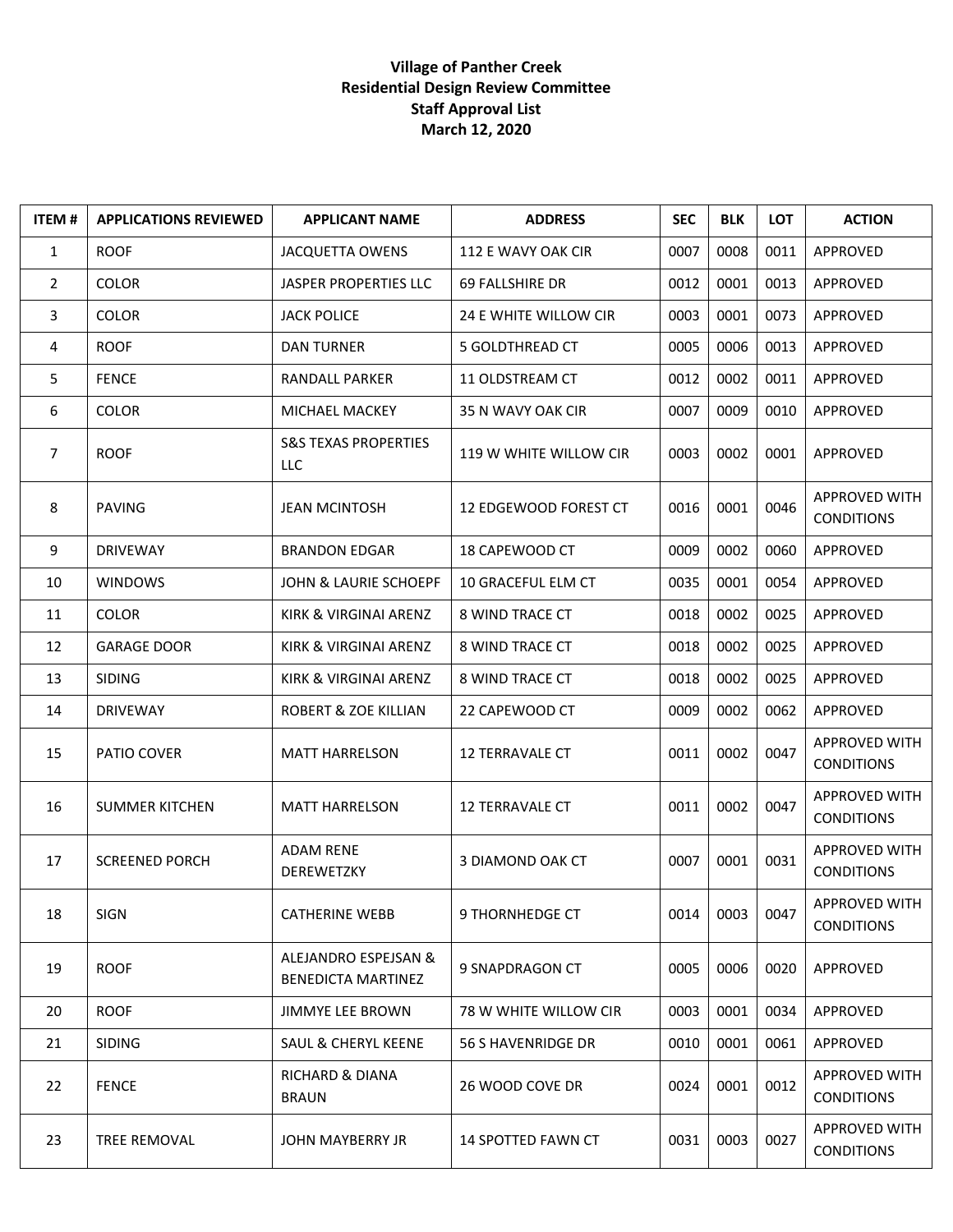**Village of Panther Creek**
**Residential Design Review Committee**
**Staff Approval List**
**March 12, 2020**

| ITEM # | APPLICATIONS REVIEWED | APPLICANT NAME | ADDRESS | SEC | BLK | LOT | ACTION |
|---|---|---|---|---|---|---|---|
| 1 | ROOF | JACQUETTA OWENS | 112 E WAVY OAK CIR | 0007 | 0008 | 0011 | APPROVED |
| 2 | COLOR | JASPER PROPERTIES LLC | 69 FALLSHIRE DR | 0012 | 0001 | 0013 | APPROVED |
| 3 | COLOR | JACK POLICE | 24 E WHITE WILLOW CIR | 0003 | 0001 | 0073 | APPROVED |
| 4 | ROOF | DAN TURNER | 5 GOLDTHREAD CT | 0005 | 0006 | 0013 | APPROVED |
| 5 | FENCE | RANDALL PARKER | 11 OLDSTREAM CT | 0012 | 0002 | 0011 | APPROVED |
| 6 | COLOR | MICHAEL MACKEY | 35 N WAVY OAK CIR | 0007 | 0009 | 0010 | APPROVED |
| 7 | ROOF | S&S TEXAS PROPERTIES LLC | 119 W WHITE WILLOW CIR | 0003 | 0002 | 0001 | APPROVED |
| 8 | PAVING | JEAN MCINTOSH | 12 EDGEWOOD FOREST CT | 0016 | 0001 | 0046 | APPROVED WITH CONDITIONS |
| 9 | DRIVEWAY | BRANDON EDGAR | 18 CAPEWOOD CT | 0009 | 0002 | 0060 | APPROVED |
| 10 | WINDOWS | JOHN & LAURIE SCHOEPF | 10 GRACEFUL ELM CT | 0035 | 0001 | 0054 | APPROVED |
| 11 | COLOR | KIRK & VIRGINAI ARENZ | 8 WIND TRACE CT | 0018 | 0002 | 0025 | APPROVED |
| 12 | GARAGE DOOR | KIRK & VIRGINAI ARENZ | 8 WIND TRACE CT | 0018 | 0002 | 0025 | APPROVED |
| 13 | SIDING | KIRK & VIRGINAI ARENZ | 8 WIND TRACE CT | 0018 | 0002 | 0025 | APPROVED |
| 14 | DRIVEWAY | ROBERT & ZOE KILLIAN | 22 CAPEWOOD CT | 0009 | 0002 | 0062 | APPROVED |
| 15 | PATIO COVER | MATT HARRELSON | 12 TERRAVALE CT | 0011 | 0002 | 0047 | APPROVED WITH CONDITIONS |
| 16 | SUMMER KITCHEN | MATT HARRELSON | 12 TERRAVALE CT | 0011 | 0002 | 0047 | APPROVED WITH CONDITIONS |
| 17 | SCREENED PORCH | ADAM RENE DEREWETZKY | 3 DIAMOND OAK CT | 0007 | 0001 | 0031 | APPROVED WITH CONDITIONS |
| 18 | SIGN | CATHERINE WEBB | 9 THORNHEDGE CT | 0014 | 0003 | 0047 | APPROVED WITH CONDITIONS |
| 19 | ROOF | ALEJANDRO ESPEJSAN & BENEDICTA MARTINEZ | 9 SNAPDRAGON CT | 0005 | 0006 | 0020 | APPROVED |
| 20 | ROOF | JIMMYE LEE BROWN | 78 W WHITE WILLOW CIR | 0003 | 0001 | 0034 | APPROVED |
| 21 | SIDING | SAUL & CHERYL KEENE | 56 S HAVENRIDGE DR | 0010 | 0001 | 0061 | APPROVED |
| 22 | FENCE | RICHARD & DIANA BRAUN | 26 WOOD COVE DR | 0024 | 0001 | 0012 | APPROVED WITH CONDITIONS |
| 23 | TREE REMOVAL | JOHN MAYBERRY JR | 14 SPOTTED FAWN CT | 0031 | 0003 | 0027 | APPROVED WITH CONDITIONS |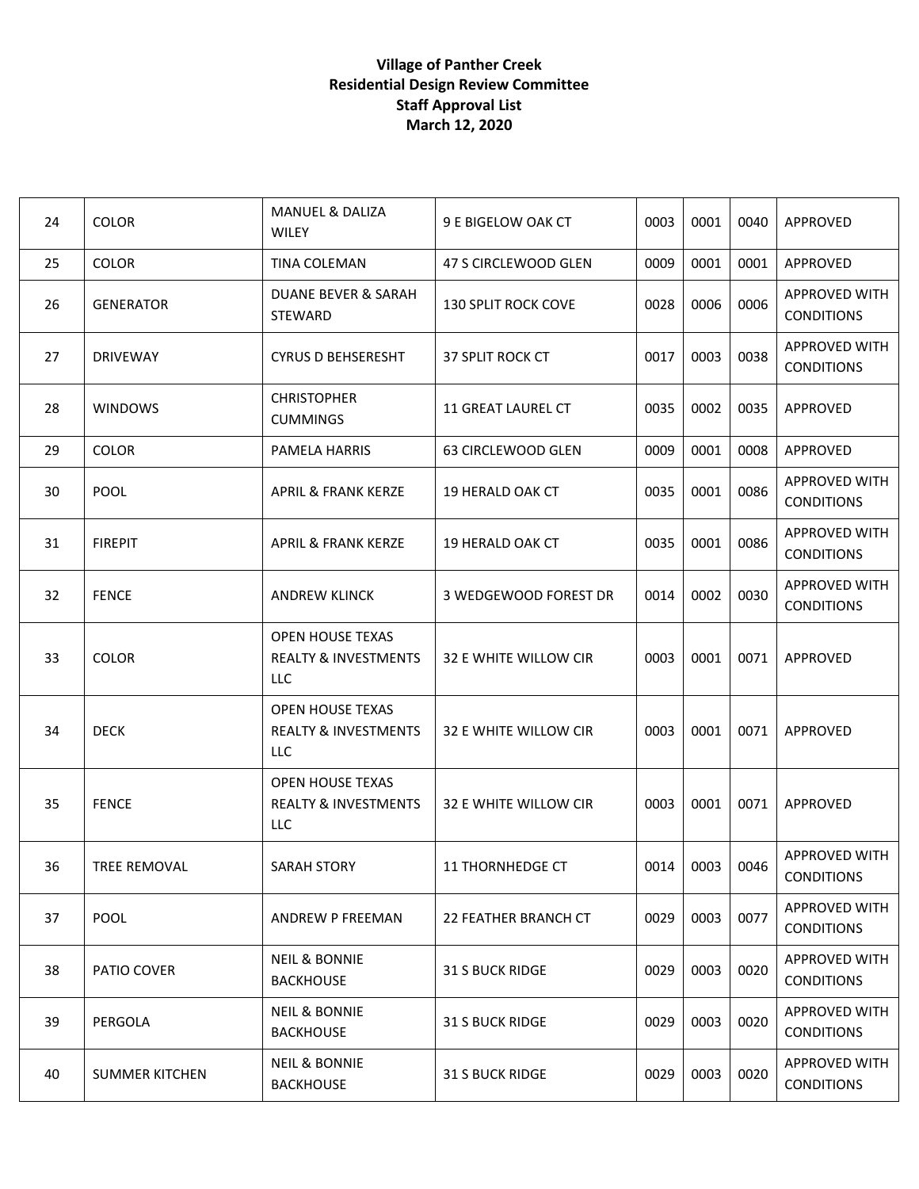**Village of Panther Creek**
**Residential Design Review Committee**
**Staff Approval List**
**March 12, 2020**

| | | | | | | | |
|---|---|---|---|---|---|---|---|
| 24 | COLOR | MANUEL & DALIZA WILEY | 9 E BIGELOW OAK CT | 0003 | 0001 | 0040 | APPROVED |
| 25 | COLOR | TINA COLEMAN | 47 S CIRCLEWOOD GLEN | 0009 | 0001 | 0001 | APPROVED |
| 26 | GENERATOR | DUANE BEVER & SARAH STEWARD | 130 SPLIT ROCK COVE | 0028 | 0006 | 0006 | APPROVED WITH CONDITIONS |
| 27 | DRIVEWAY | CYRUS D BEHSERESHT | 37 SPLIT ROCK CT | 0017 | 0003 | 0038 | APPROVED WITH CONDITIONS |
| 28 | WINDOWS | CHRISTOPHER CUMMINGS | 11 GREAT LAUREL CT | 0035 | 0002 | 0035 | APPROVED |
| 29 | COLOR | PAMELA HARRIS | 63 CIRCLEWOOD GLEN | 0009 | 0001 | 0008 | APPROVED |
| 30 | POOL | APRIL & FRANK KERZE | 19 HERALD OAK CT | 0035 | 0001 | 0086 | APPROVED WITH CONDITIONS |
| 31 | FIREPIT | APRIL & FRANK KERZE | 19 HERALD OAK CT | 0035 | 0001 | 0086 | APPROVED WITH CONDITIONS |
| 32 | FENCE | ANDREW KLINCK | 3 WEDGEWOOD FOREST DR | 0014 | 0002 | 0030 | APPROVED WITH CONDITIONS |
| 33 | COLOR | OPEN HOUSE TEXAS REALTY & INVESTMENTS LLC | 32 E WHITE WILLOW CIR | 0003 | 0001 | 0071 | APPROVED |
| 34 | DECK | OPEN HOUSE TEXAS REALTY & INVESTMENTS LLC | 32 E WHITE WILLOW CIR | 0003 | 0001 | 0071 | APPROVED |
| 35 | FENCE | OPEN HOUSE TEXAS REALTY & INVESTMENTS LLC | 32 E WHITE WILLOW CIR | 0003 | 0001 | 0071 | APPROVED |
| 36 | TREE REMOVAL | SARAH STORY | 11 THORNHEDGE CT | 0014 | 0003 | 0046 | APPROVED WITH CONDITIONS |
| 37 | POOL | ANDREW P FREEMAN | 22 FEATHER BRANCH CT | 0029 | 0003 | 0077 | APPROVED WITH CONDITIONS |
| 38 | PATIO COVER | NEIL & BONNIE BACKHOUSE | 31 S BUCK RIDGE | 0029 | 0003 | 0020 | APPROVED WITH CONDITIONS |
| 39 | PERGOLA | NEIL & BONNIE BACKHOUSE | 31 S BUCK RIDGE | 0029 | 0003 | 0020 | APPROVED WITH CONDITIONS |
| 40 | SUMMER KITCHEN | NEIL & BONNIE BACKHOUSE | 31 S BUCK RIDGE | 0029 | 0003 | 0020 | APPROVED WITH CONDITIONS |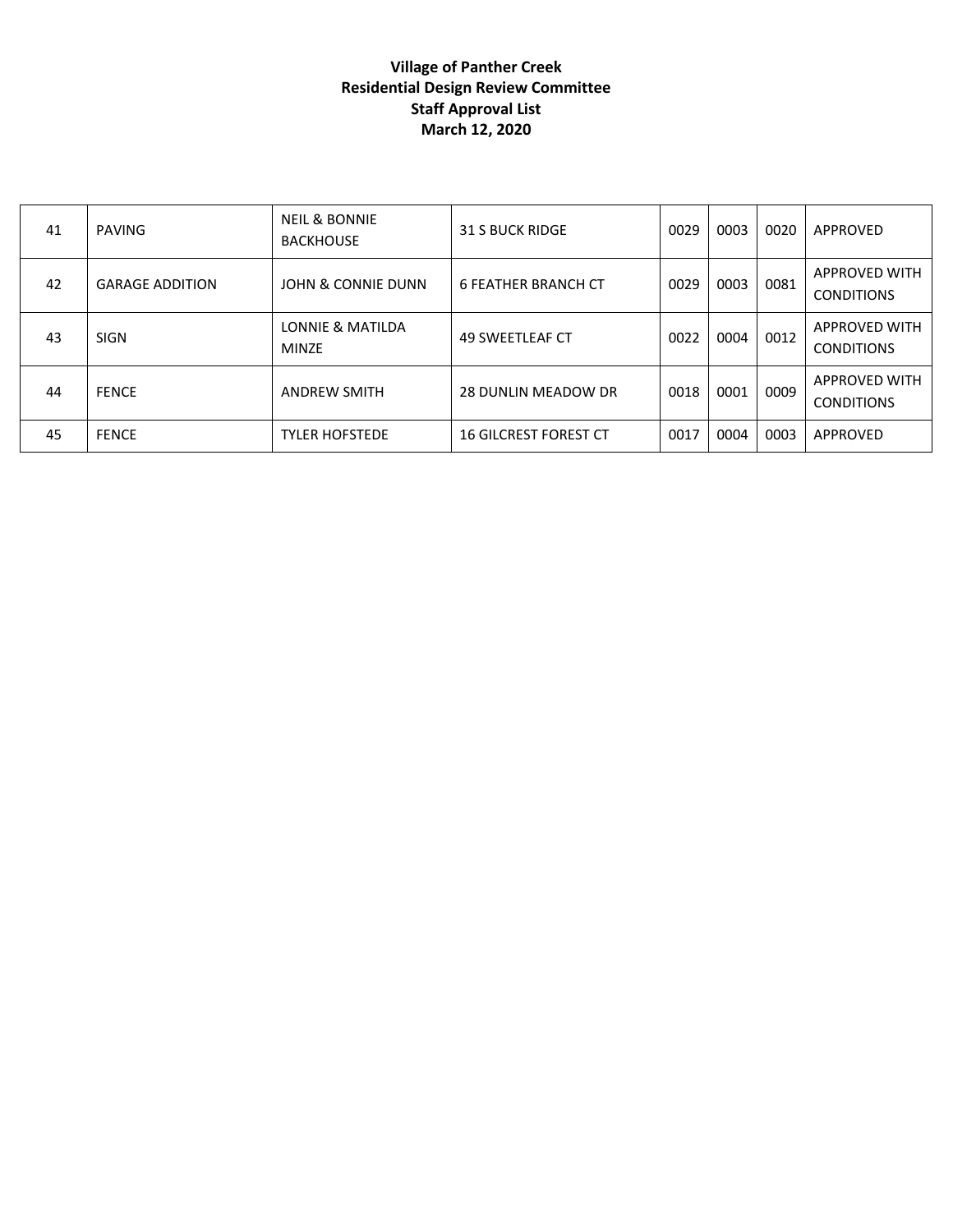**Village of Panther Creek**
**Residential Design Review Committee**
**Staff Approval List**
**March 12, 2020**

| | | | | | | | |
|---|---|---|---|---|---|---|---|
| 41 | PAVING | NEIL & BONNIE BACKHOUSE | 31 S BUCK RIDGE | 0029 | 0003 | 0020 | APPROVED |
| 42 | GARAGE ADDITION | JOHN & CONNIE DUNN | 6 FEATHER BRANCH CT | 0029 | 0003 | 0081 | APPROVED WITH CONDITIONS |
| 43 | SIGN | LONNIE & MATILDA MINZE | 49 SWEETLEAF CT | 0022 | 0004 | 0012 | APPROVED WITH CONDITIONS |
| 44 | FENCE | ANDREW SMITH | 28 DUNLIN MEADOW DR | 0018 | 0001 | 0009 | APPROVED WITH CONDITIONS |
| 45 | FENCE | TYLER HOFSTEDE | 16 GILCREST FOREST CT | 0017 | 0004 | 0003 | APPROVED |